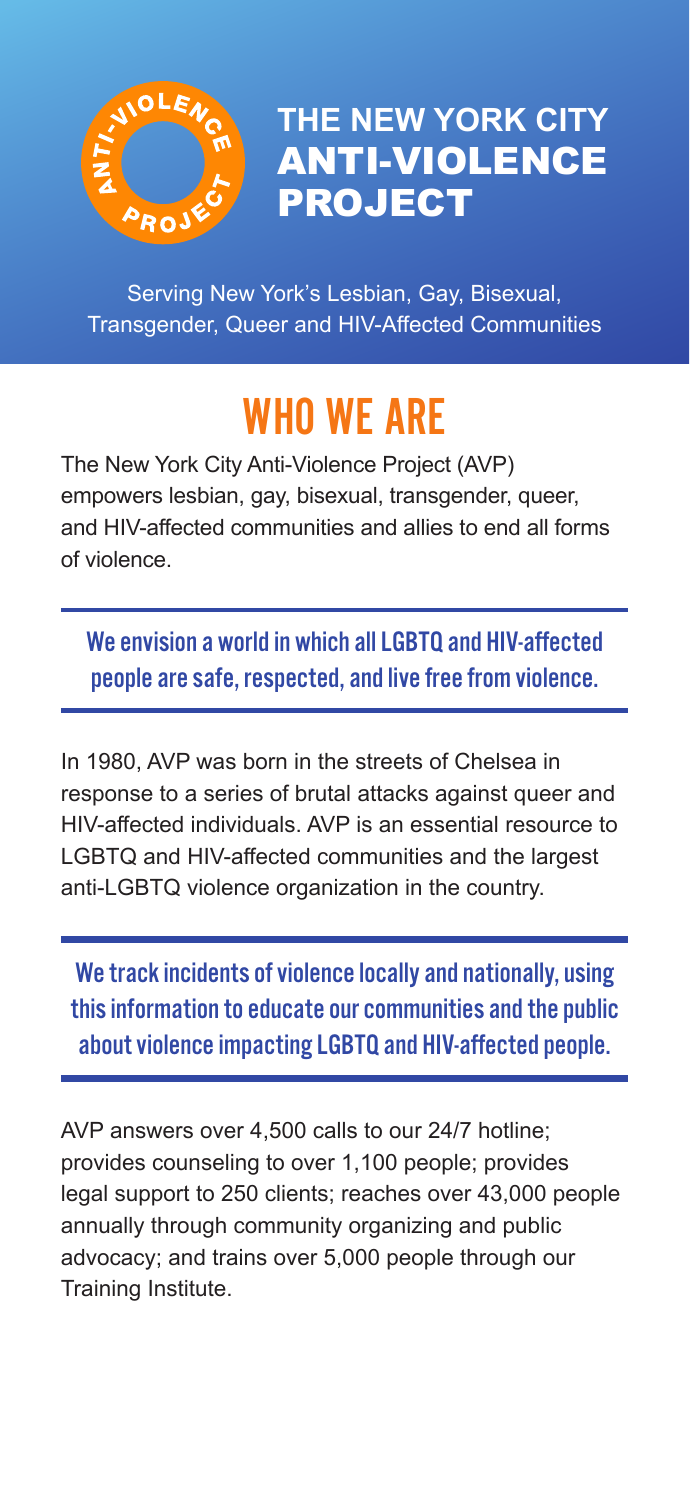# THE NEW YORK CITY ANTI-VIOLENCE PROJECT

Serving New York's Lesbian, Gay, Bisexual, Transgender, Queer and HIV-Affected Communities

## WHO WE ARE

The New York City Anti-Violence Project (AVP) empowers lesbian, gay, bisexual, transgender, queer, and HIV-affected communities and allies to end all forms of violence.

**We envision a world in which all LGBTQ and HIV-affected people are safe, respected, and live free from violence.**

In 1980, AVP was born in the streets of Chelsea in response to a series of brutal attacks against queer and HIV-affected individuals. AVP is an essential resource to LGBTQ and HIV-affected communities and the largest anti-LGBTQ violence organization in the country.

**We track incidents of violence locally and nationally, using this information to educate our communities and the public about violence impacting LGBTQ and HIV-affected people.**

AVP answers over 4,500 calls to our 24/7 hotline; provides counseling to over 1,100 people; provides legal support to 250 clients; reaches over 43,000 people annually through community organizing and public advocacy; and trains over 5,000 people through our Training Institute.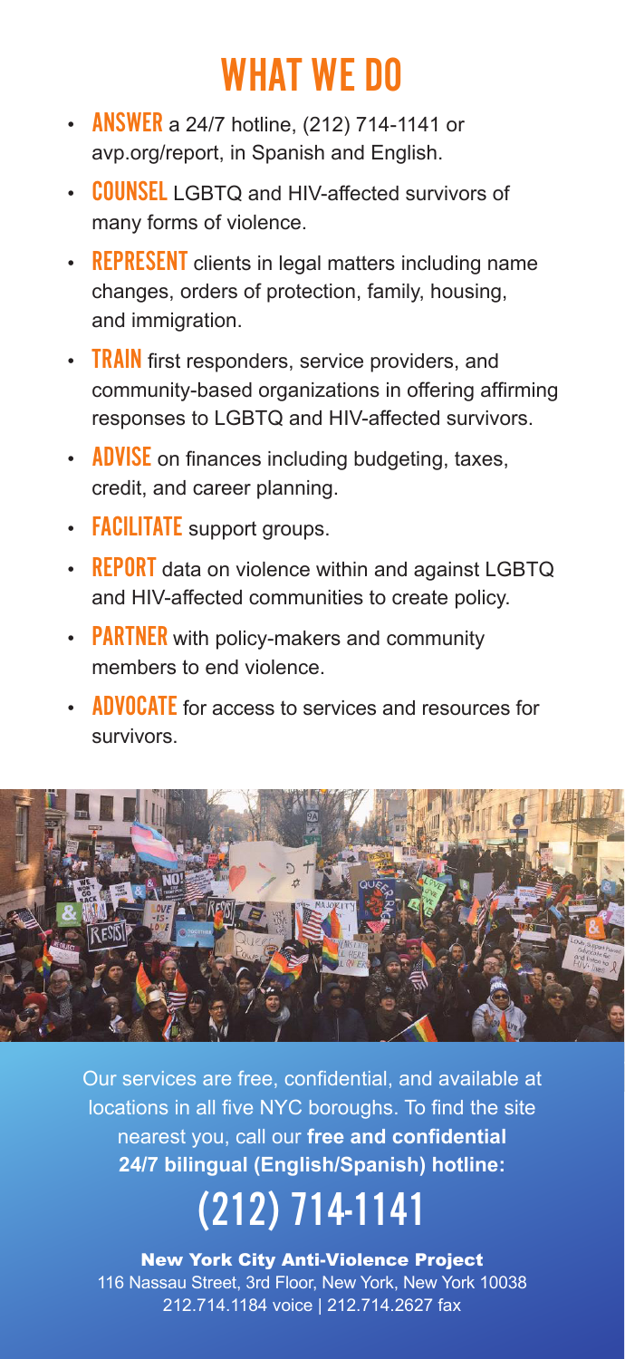# WHAT WE DO

- **ANSWER** a 24/7 hotline, (212) 714-1141 or avp.org/report, in Spanish and English.
- **COUNSEL** LGBTQ and HIV-affected survivors of many forms of violence.
- **REPRESENT** clients in legal matters including name changes, orders of protection, family, housing, and immigration.
- **TRAIN** first responders, service providers, and community-based organizations in offering affirming responses to LGBTQ and HIV-affected survivors.
- **ADVISE** on finances including budgeting, taxes, credit, and career planning.
- **FACILITATE** support groups.
- **REPORT** data on violence within and against LGBTQ and HIV-affected communities to create policy.
- **PARTNER** with policy-makers and community members to end violence.
- **ADVOCATE** for access to services and resources for survivors.

Our services are free, confidential, and available at locations in all five NYC boroughs. To find the site nearest you, call our **free and confidential 24/7 bilingual (English/Spanish) hotline:**

# (212) 714-1141

**New York City Anti-Violence Project**
116 Nassau Street, 3rd Floor, New York, New York 10038
212.714.1184 voice | 212.714.2627 fax